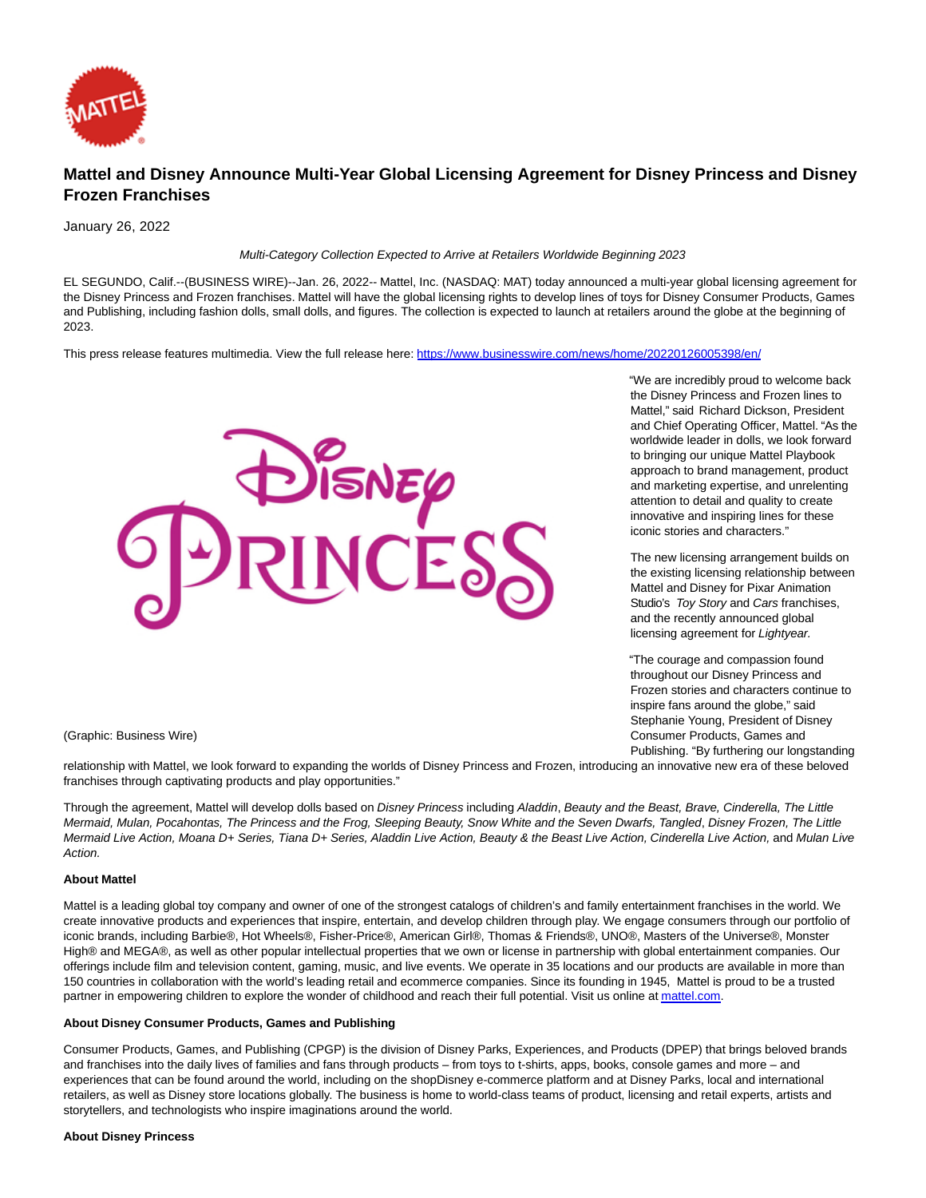# Mattel and Disney Announce Multi-Year Global Licensing Agreement for Disney Princess and Disney Frozen Franchises

January 26, 2022

*Multi-Category Collection Expected to Arrive at Retailers Worldwide Beginning 2023*

EL SEGUNDO, Calif.--(BUSINESS WIRE)--Jan. 26, 2022-- Mattel, Inc. (NASDAQ: MAT) today announced a multi-year global licensing agreement for the Disney Princess and Disney Frozen franchises. Mattel will have the global licensing rights to develop lines of toys for Disney Consumer Products, Games and Publishing, including fashion dolls, small dolls, and figures. The collection is expected to launch at retailers around the globe at the beginning of 2023.

This press release features multimedia. View the full release here: https://www.businesswire.com/news/home/20220126005398/en/

(Graphic: Business Wire)

"We are incredibly proud to welcome back the Disney Princess and Frozen lines to Mattel," said Richard Dickson, President and Chief Operating Officer, Mattel. "As the worldwide leader in dolls, we look forward to bringing our unique Mattel Playbook approach to brand management, product and marketing expertise, and unrelenting attention to detail and quality to create innovative and inspiring lines for these iconic stories and characters."

The new licensing arrangement builds on the existing licensing relationship between Mattel and Disney for Pixar Animation Studio's *Toy Story* and *Cars* franchises, and the recently announced global licensing agreement for *Lightyear.*

"The courage and compassion found throughout our Disney Princess and Frozen stories and characters continue to inspire fans around the globe," said Stephanie Young, President of Disney Consumer Products, Games and Publishing. "By furthering our longstanding relationship with Mattel, we look forward to expanding the worlds of Disney Princess and Frozen, introducing an innovative new era of these beloved franchises through captivating products and play opportunities."

Through the agreement, Mattel will develop dolls based on *Disney Princess* including *Aladdin*, *Beauty and the Beast, Brave, Cinderella, The Little Mermaid, Mulan, Pocahontas, The Princess and the Frog, Sleeping Beauty, Snow White and the Seven Dwarfs, Tangled*, *Disney Frozen, The Little Mermaid Live Action, Moana D+ Series, Tiana D+ Series, Aladdin Live Action, Beauty & the Beast Live Action, Cinderella Live Action,* and *Mulan Live Action.*

**About Mattel**

Mattel is a leading global toy company and owner of one of the strongest catalogs of children's and family entertainment franchises in the world. We create innovative products and experiences that inspire, entertain, and develop children through play. We engage consumers through our portfolio of iconic brands, including Barbie®, Hot Wheels®, Fisher-Price®, American Girl®, Thomas & Friends®, UNO®, Masters of the Universe®, Monster High® and MEGA®, as well as other popular intellectual properties that we own or license in partnership with global entertainment companies. Our offerings include film and television content, gaming, music, and live events. We operate in 35 locations and our products are available in more than 150 countries in collaboration with the world's leading retail and ecommerce companies. Since its founding in 1945, Mattel is proud to be a trusted partner in empowering children to explore the wonder of childhood and reach their full potential. Visit us online at mattel.com.

**About Disney Consumer Products, Games and Publishing**

Consumer Products, Games, and Publishing (CPGP) is the division of Disney Parks, Experiences, and Products (DPEP) that brings beloved brands and franchises into the daily lives of families and fans through products – from toys to t-shirts, apps, books, console games and more – and experiences that can be found around the world, including on the shopDisney e-commerce platform and at Disney Parks, local and international retailers, as well as Disney store locations globally. The business is home to world-class teams of product, licensing and retail experts, artists and storytellers, and technologists who inspire imaginations around the world.

**About Disney Princess**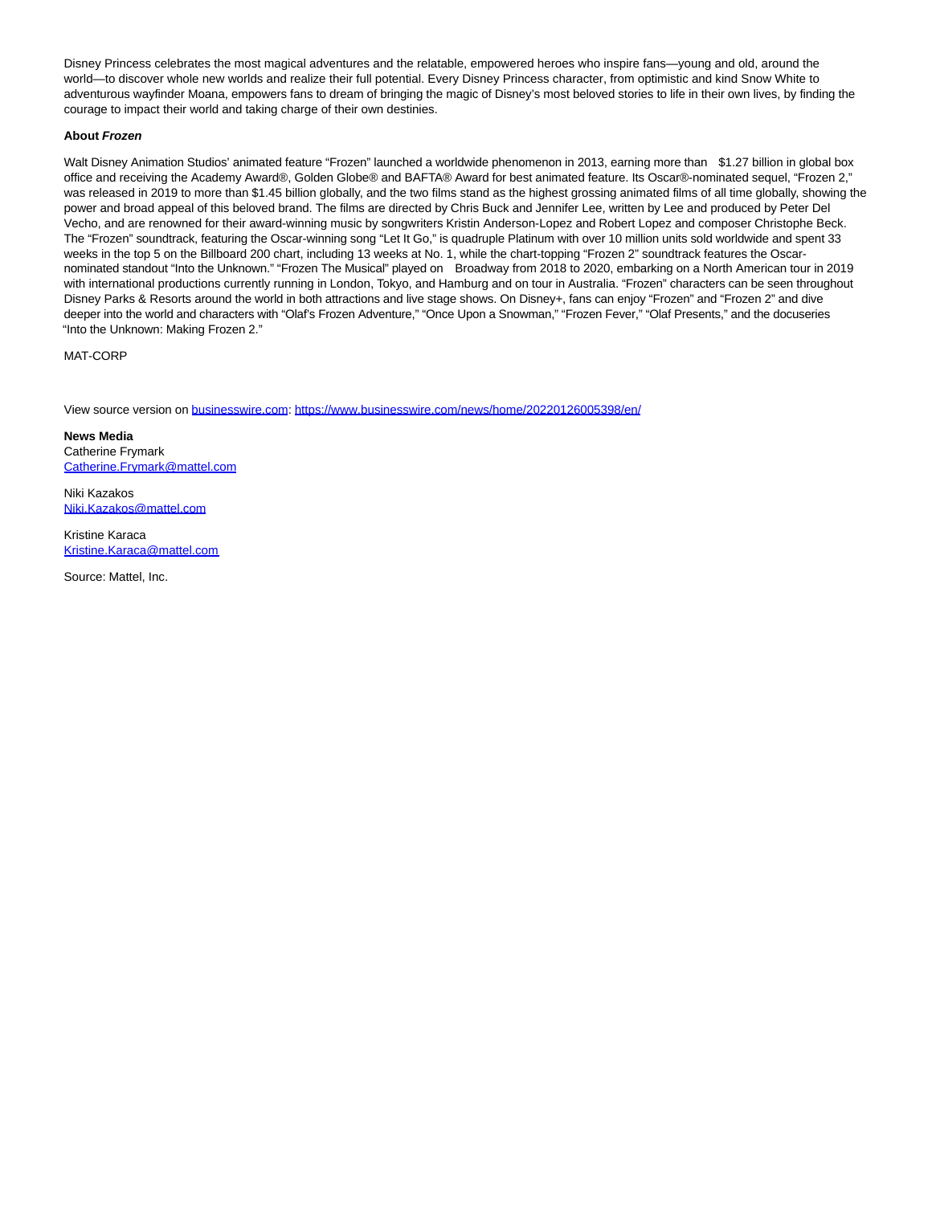Disney Princess celebrates the most magical adventures and the relatable, empowered heroes who inspire fans—young and old, around the world—to discover whole new worlds and realize their full potential. Every Disney Princess character, from optimistic and kind Snow White to adventurous wayfinder Moana, empowers fans to dream of bringing the magic of Disney's most beloved stories to life in their own lives, by finding the courage to impact their world and taking charge of their own destinies.

**About *Frozen***

Walt Disney Animation Studios' animated feature "Frozen" launched a worldwide phenomenon in 2013, earning more than $1.27 billion in global box office and receiving the Academy Award®, Golden Globe® and BAFTA® Award for best animated feature. Its Oscar®-nominated sequel, "Frozen 2," was released in 2019 to more than $1.45 billion globally, and the two films stand as the highest grossing animated films of all time globally, showing the power and broad appeal of this beloved brand. The films are directed by Chris Buck and Jennifer Lee, written by Lee and produced by Peter Del Vecho, and are renowned for their award-winning music by songwriters Kristin Anderson-Lopez and Robert Lopez and composer Christophe Beck. The "Frozen" soundtrack, featuring the Oscar-winning song "Let It Go," is quadruple Platinum with over 10 million units sold worldwide and spent 33 weeks in the top 5 on the Billboard 200 chart, including 13 weeks at No. 1, while the chart-topping "Frozen 2" soundtrack features the Oscar-nominated standout "Into the Unknown." "Frozen The Musical" played on Broadway from 2018 to 2020, embarking on a North American tour in 2019 with international productions currently running in London, Tokyo, and Hamburg and on tour in Australia. "Frozen" characters can be seen throughout Disney Parks & Resorts around the world in both attractions and live stage shows. On Disney+, fans can enjoy "Frozen" and "Frozen 2" and dive deeper into the world and characters with "Olaf's Frozen Adventure," "Once Upon a Snowman," "Frozen Fever," "Olaf Presents," and the docuseries "Into the Unknown: Making Frozen 2."

MAT-CORP

View source version on businesswire.com: https://www.businesswire.com/news/home/20220126005398/en/

**News Media**
Catherine Frymark
Catherine.Frymark@mattel.com

Niki Kazakos
Niki.Kazakos@mattel.com

Kristine Karaca
Kristine.Karaca@mattel.com

Source: Mattel, Inc.